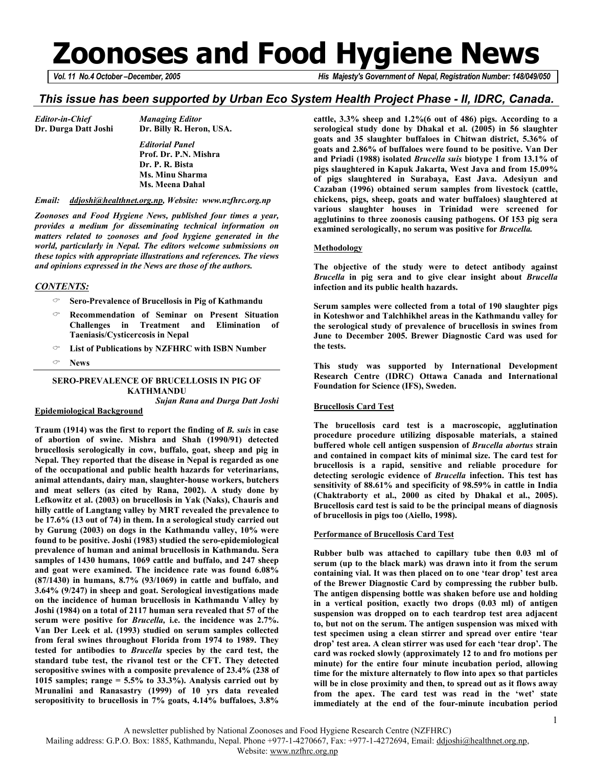# Zoonoses and Food Hygiene News

*Vol. 11 No.4 October –December, 2005* *His Majesty's Government of Nepal, Registration Number: 148/049/050*

## *This issue has been supported by Urban Eco System Health Project Phase - II, IDRC, Canada.*

*Editor-in-Chief*
**Dr. Durga Datt Joshi**

*Managing Editor*
**Dr. Billy R. Heron, USA.**

*Editorial Panel*
**Prof. Dr. P.N. Mishra**
**Dr. P. R. Bista**
**Ms. Minu Sharma**
**Ms. Meena Dahal**

*Email: ddjoshi@healthnet.org.np, Website: www.nzfhrc.org.np*

***Zoonoses and Food Hygiene News, published four times a year, provides a medium for disseminating technical information on matters related to zoonoses and food hygiene generated in the world, particularly in Nepal. The editors welcome submissions on these topics with appropriate illustrations and references. The views and opinions expressed in the News are those of the authors.***

## *CONTENTS:*

- **Sero-Prevalence of Brucellosis in Pig of Kathmandu**
- **Recommendation of Seminar on Present Situation Challenges in Treatment and Elimination of Taeniasis/Cysticercosis in Nepal**
- **List of Publications by NZFHRC with ISBN Number**
- **News**

## SERO-PREVALENCE OF BRUCELLOSIS IN PIG OF KATHMANDU

*Sujan Rana and Durga Datt Joshi*

### Epidemiological Background

**Traum (1914) was the first to report the finding of *B. suis* in case of abortion of swine. Mishra and Shah (1990/91) detected brucellosis serologically in cow, buffalo, goat, sheep and pig in Nepal. They reported that the disease in Nepal is regarded as one of the occupational and public health hazards for veterinarians, animal attendants, dairy man, slaughter-house workers, butchers and meat sellers (as cited by Rana, 2002). A study done by Lefkowitz et al. (2003) on brucellosis in Yak (Naks), Chauris and hilly cattle of Langtang valley by MRT revealed the prevalence to be 17.6% (13 out of 74) in them. In a serological study carried out by Gurung (2003) on dogs in the Kathmandu valley, 10% were found to be positive. Joshi (1983) studied the sero-epidemiological prevalence of human and animal brucellosis in Kathmandu. Sera samples of 1430 humans, 1069 cattle and buffalo, and 247 sheep and goat were examined. The incidence rate was found 6.08% (87/1430) in humans, 8.7% (93/1069) in cattle and buffalo, and 3.64% (9/247) in sheep and goat. Serological investigations made on the incidence of human brucellosis in Kathmandu Valley by Joshi (1984) on a total of 2117 human sera revealed that 57 of the serum were positive for *Brucella,* i.e. the incidence was 2.7%. Van Der Leek et al. (1993) studied on serum samples collected from feral swines throughout Florida from 1974 to 1989. They tested for antibodies to *Brucella* species by the card test, the standard tube test, the rivanol test or the CFT. They detected seropositive swines with a composite prevalence of 23.4% (238 of 1015 samples; range = 5.5% to 33.3%). Analysis carried out by Mrunalini and Ranasastry (1999) of 10 yrs data revealed seropositivity to brucellosis in 7% goats, 4.14% buffaloes, 3.8% cattle, 3.3% sheep and 1.2%(6 out of 486) pigs. According to a serological study done by Dhakal et al. (2005) in 56 slaughter goats and 35 slaughter buffaloes in Chitwan district, 5.36% of goats and 2.86% of buffaloes were found to be positive. Van Der and Priadi (1988) isolated *Brucella suis* biotype 1 from 13.1% of pigs slaughtered in Kapuk Jakarta, West Java and from 15.09% of pigs slaughtered in Surabaya, East Java. Adesiyun and Cazaban (1996) obtained serum samples from livestock (cattle, chickens, pigs, sheep, goats and water buffaloes) slaughtered at various slaughter houses in Trinidad were screened for agglutinins to three zoonosis causing pathogens. Of 153 pig sera examined serologically, no serum was positive for *Brucella.***

### Methodology

**The objective of the study were to detect antibody against *Brucella* in pig sera and to give clear insight about *Brucella* infection and its public health hazards.**

**Serum samples were collected from a total of 190 slaughter pigs in Koteshwor and Talchhikhel areas in the Kathmandu valley for the serological study of prevalence of brucellosis in swines from June to December 2005. Brewer Diagnostic Card was used for the tests.**

**This study was supported by International Development Research Centre (IDRC) Ottawa Canada and International Foundation for Science (IFS), Sweden.**

### Brucellosis Card Test

**The brucellosis card test is a macroscopic, agglutination procedure procedure utilizing disposable materials, a stained buffered whole cell antigen suspension of *Brucella abortus* strain and contained in compact kits of minimal size. The card test for brucellosis is a rapid, sensitive and reliable procedure for detecting serologic evidence of *Brucella* infection. This test has sensitivity of 88.61% and specificity of 98.59% in cattle in India (Chaktraborty et al., 2000 as cited by Dhakal et al., 2005). Brucellosis card test is said to be the principal means of diagnosis of brucellosis in pigs too (Aiello, 1998).**

### Performance of Brucellosis Card Test

**Rubber bulb was attached to capillary tube then 0.03 ml of serum (up to the black mark) was drawn into it from the serum containing vial. It was then placed on to one 'tear drop' test area of the Brewer Diagnostic Card by compressing the rubber bulb. The antigen dispensing bottle was shaken before use and holding in a vertical position, exactly two drops (0.03 ml) of antigen suspension was dropped on to each teardrop test area adjacent to, but not on the serum. The antigen suspension was mixed with test specimen using a clean stirrer and spread over entire 'tear drop' test area. A clean stirrer was used for each 'tear drop'. The card was rocked slowly (approximately 12 to and fro motions per minute) for the entire four minute incubation period, allowing time for the mixture alternately to flow into apex so that particles will be in close proximity and then, to spread out as it flows away from the apex. The card test was read in the 'wet' state immediately at the end of the four-minute incubation period**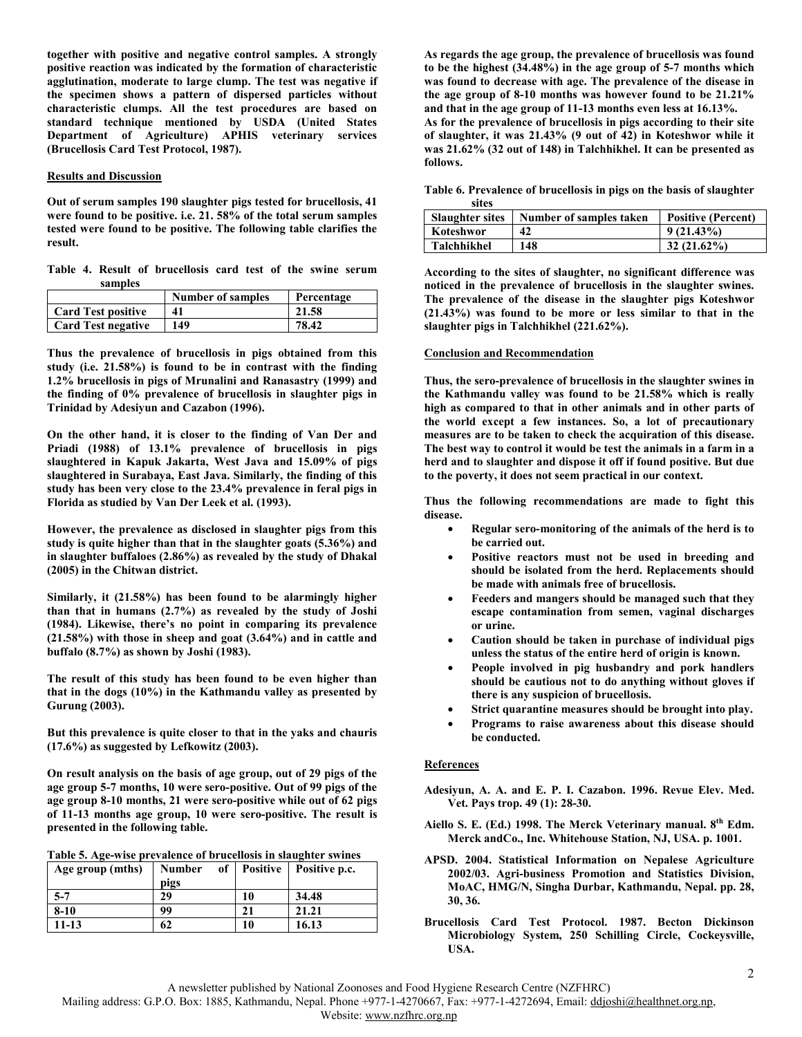**together with positive and negative control samples. A strongly positive reaction was indicated by the formation of characteristic agglutination, moderate to large clump. The test was negative if the specimen shows a pattern of dispersed particles without characteristic clumps. All the test procedures are based on standard technique mentioned by USDA (United States Department of Agriculture) APHIS veterinary services (Brucellosis Card Test Protocol, 1987).**

## Results and Discussion

**Out of serum samples 190 slaughter pigs tested for brucellosis, 41 were found to be positive. i.e. 21. 58% of the total serum samples tested were found to be positive. The following table clarifies the result.**

**Table 4. Result of brucellosis card test of the swine serum samples**

| | Number of samples | Percentage |
|---|---|---|
| Card Test positive | 41 | 21.58 |
| Card Test negative | 149 | 78.42 |

**Thus the prevalence of brucellosis in pigs obtained from this study (i.e. 21.58%) is found to be in contrast with the finding 1.2% brucellosis in pigs of Mrunalini and Ranasastry (1999) and the finding of 0% prevalence of brucellosis in slaughter pigs in Trinidad by Adesiyun and Cazabon (1996).**

**On the other hand, it is closer to the finding of Van Der and Priadi (1988) of 13.1% prevalence of brucellosis in pigs slaughtered in Kapuk Jakarta, West Java and 15.09% of pigs slaughtered in Surabaya, East Java. Similarly, the finding of this study has been very close to the 23.4% prevalence in feral pigs in Florida as studied by Van Der Leek et al. (1993).**

**However, the prevalence as disclosed in slaughter pigs from this study is quite higher than that in the slaughter goats (5.36%) and in slaughter buffaloes (2.86%) as revealed by the study of Dhakal (2005) in the Chitwan district.**

**Similarly, it (21.58%) has been found to be alarmingly higher than that in humans (2.7%) as revealed by the study of Joshi (1984). Likewise, there's no point in comparing its prevalence (21.58%) with those in sheep and goat (3.64%) and in cattle and buffalo (8.7%) as shown by Joshi (1983).**

**The result of this study has been found to be even higher than that in the dogs (10%) in the Kathmandu valley as presented by Gurung (2003).**

**But this prevalence is quite closer to that in the yaks and chauris (17.6%) as suggested by Lefkowitz (2003).**

**On result analysis on the basis of age group, out of 29 pigs of the age group 5-7 months, 10 were sero-positive. Out of 99 pigs of the age group 8-10 months, 21 were sero-positive while out of 62 pigs of 11-13 months age group, 10 were sero-positive. The result is presented in the following table.**

**Table 5. Age-wise prevalence of brucellosis in slaughter swines**

| Age group (mths) | Number of pigs | Positive | Positive p.c. |
|---|---|---|---|
| 5-7 | 29 | 10 | 34.48 |
| 8-10 | 99 | 21 | 21.21 |
| 11-13 | 62 | 10 | 16.13 |

**As regards the age group, the prevalence of brucellosis was found to be the highest (34.48%) in the age group of 5-7 months which was found to decrease with age. The prevalence of the disease in the age group of 8-10 months was however found to be 21.21% and that in the age group of 11-13 months even less at 16.13%.**
**As for the prevalence of brucellosis in pigs according to their site of slaughter, it was 21.43% (9 out of 42) in Koteshwor while it was 21.62% (32 out of 148) in Talchhikhel. It can be presented as follows.**

**Table 6. Prevalence of brucellosis in pigs on the basis of slaughter sites**

| Slaughter sites | Number of samples taken | Positive (Percent) |
|---|---|---|
| Koteshwor | 42 | 9 (21.43%) |
| Talchhikhel | 148 | 32 (21.62%) |

**According to the sites of slaughter, no significant difference was noticed in the prevalence of brucellosis in the slaughter swines. The prevalence of the disease in the slaughter pigs Koteshwor (21.43%) was found to be more or less similar to that in the slaughter pigs in Talchhikhel (221.62%).**

## Conclusion and Recommendation

**Thus, the sero-prevalence of brucellosis in the slaughter swines in the Kathmandu valley was found to be 21.58% which is really high as compared to that in other animals and in other parts of the world except a few instances. So, a lot of precautionary measures are to be taken to check the acquiration of this disease. The best way to control it would be test the animals in a farm in a herd and to slaughter and dispose it off if found positive. But due to the poverty, it does not seem practical in our context.**

**Thus the following recommendations are made to fight this disease.**

- **Regular sero-monitoring of the animals of the herd is to be carried out.**
- **Positive reactors must not be used in breeding and should be isolated from the herd. Replacements should be made with animals free of brucellosis.**
- **Feeders and mangers should be managed such that they escape contamination from semen, vaginal discharges or urine.**
- **Caution should be taken in purchase of individual pigs unless the status of the entire herd of origin is known.**
- **People involved in pig husbandry and pork handlers should be cautious not to do anything without gloves if there is any suspicion of brucellosis.**
- **Strict quarantine measures should be brought into play.**
- **Programs to raise awareness about this disease should be conducted.**

## References

**Adesiyun, A. A. and E. P. I. Cazabon. 1996. Revue Elev. Med. Vet. Pays trop. 49 (1): 28-30.**

**Aiello S. E. (Ed.) 1998. The Merck Veterinary manual. 8th Edm. Merck andCo., Inc. Whitehouse Station, NJ, USA. p. 1001.**

**APSD. 2004. Statistical Information on Nepalese Agriculture 2002/03. Agri-business Promotion and Statistics Division, MoAC, HMG/N, Singha Durbar, Kathmandu, Nepal. pp. 28, 30, 36.**

**Brucellosis Card Test Protocol. 1987. Becton Dickinson Microbiology System, 250 Schilling Circle, Cockeysville, USA.**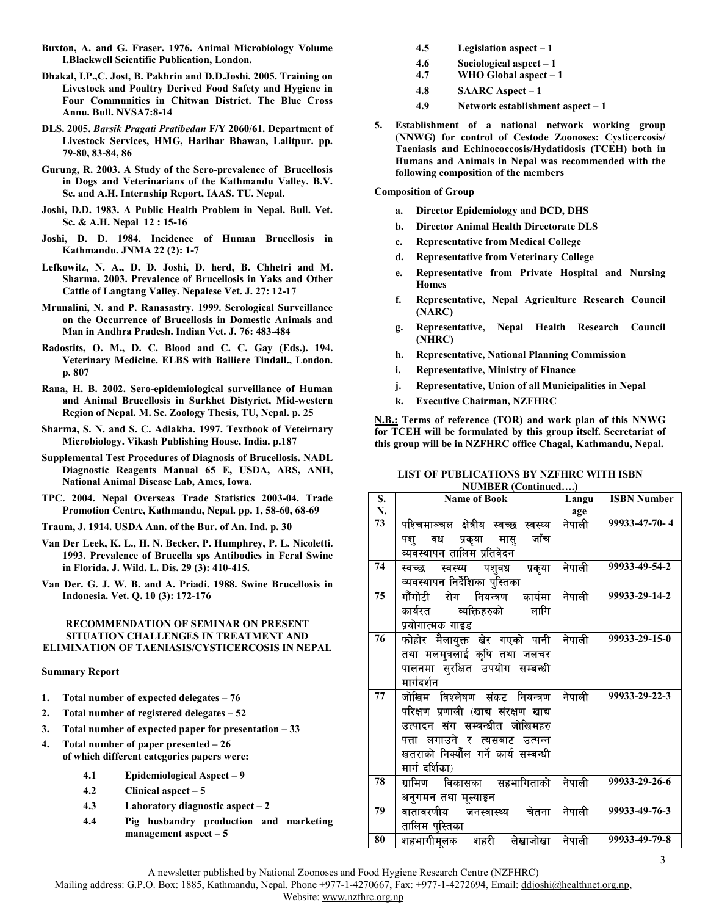**Buxton, A. and G. Fraser. 1976. Animal Microbiology Volume I.Blackwell Scientific Publication, London.**

**Dhakal, I.P.,C. Jost, B. Pakhrin and D.D.Joshi. 2005. Training on Livestock and Poultry Derived Food Safety and Hygiene in Four Communities in Chitwan District. The Blue Cross Annu. Bull. NVSA7:8-14**

**DLS. 2005.** ***Barsik Pragati Pratibedan*** **F/Y 2060/61. Department of Livestock Services, HMG, Harihar Bhawan, Lalitpur. pp. 79-80, 83-84, 86**

**Gurung, R. 2003. A Study of the Sero-prevalence of Brucellosis in Dogs and Veterinarians of the Kathmandu Valley. B.V. Sc. and A.H. Internship Report, IAAS. TU. Nepal.**

**Joshi, D.D. 1983. A Public Health Problem in Nepal. Bull. Vet. Sc. & A.H. Nepal 12 : 15-16**

**Joshi, D. D. 1984. Incidence of Human Brucellosis in Kathmandu. JNMA 22 (2): 1-7**

**Lefkowitz, N. A., D. D. Joshi, D. herd, B. Chhetri and M. Sharma. 2003. Prevalence of Brucellosis in Yaks and Other Cattle of Langtang Valley. Nepalese Vet. J. 27: 12-17**

**Mrunalini, N. and P. Ranasastry. 1999. Serological Surveillance on the Occurrence of Brucellosis in Domestic Animals and Man in Andhra Pradesh. Indian Vet. J. 76: 483-484**

**Radostits, O. M., D. C. Blood and C. C. Gay (Eds.). 194. Veterinary Medicine. ELBS with Balliere Tindall., London. p. 807**

**Rana, H. B. 2002. Sero-epidemiological surveillance of Human and Animal Brucellosis in Surkhet Distyrict, Mid-western Region of Nepal. M. Sc. Zoology Thesis, TU, Nepal. p. 25**

**Sharma, S. N. and S. C. Adlakha. 1997. Textbook of Veteirnary Microbiology. Vikash Publishing House, India. p.187**

**Supplemental Test Procedures of Diagnosis of Brucellosis. NADL Diagnostic Reagents Manual 65 E, USDA, ARS, ANH, National Animal Disease Lab, Ames, Iowa.**

**TPC. 2004. Nepal Overseas Trade Statistics 2003-04. Trade Promotion Centre, Kathmandu, Nepal. pp. 1, 58-60, 68-69**

**Traum, J. 1914. USDA Ann. of the Bur. of An. Ind. p. 30**

**Van Der Leek, K. L., H. N. Becker, P. Humphrey, P. L. Nicoletti. 1993. Prevalence of Brucella sps Antibodies in Feral Swine in Florida. J. Wild. L. Dis. 29 (3): 410-415.**

**Van Der. G. J. W. B. and A. Priadi. 1988. Swine Brucellosis in Indonesia. Vet. Q. 10 (3): 172-176**

## RECOMMENDATION OF SEMINAR ON PRESENT SITUATION CHALLENGES IN TREATMENT AND ELIMINATION OF TAENIASIS/CYSTICERCOSIS IN NEPAL

**Summary Report**

1. **Total number of expected delegates – 76**
2. **Total number of registered delegates – 52**
3. **Total number of expected paper for presentation – 33**
4. **Total number of paper presented – 26**
   **of which different categories papers were:**
   - **4.1 Epidemiological Aspect – 9**
   - **4.2 Clinical aspect – 5**
   - **4.3 Laboratory diagnostic aspect – 2**
   - **4.4 Pig husbandry production and marketing management aspect – 5**
   - **4.5 Legislation aspect – 1**
   - **4.6 Sociological aspect – 1**
   - **4.7 WHO Global aspect – 1**
   - **4.8 SAARC Aspect – 1**
   - **4.9 Network establishment aspect – 1**
5. **Establishment of a national network working group (NNWG) for control of Cestode Zoonoses: Cysticercosis/ Taeniasis and Echinococcosis/Hydatidosis (TCEH) both in Humans and Animals in Nepal was recommended with the following composition of the members**

**Composition of Group**

- a. **Director Epidemiology and DCD, DHS**
- b. **Director Animal Health Directorate DLS**
- c. **Representative from Medical College**
- d. **Representative from Veterinary College**
- e. **Representative from Private Hospital and Nursing Homes**
- f. **Representative, Nepal Agriculture Research Council (NARC)**
- g. **Representative, Nepal Health Research Council (NHRC)**
- h. **Representative, National Planning Commission**
- i. **Representative, Ministry of Finance**
- j. **Representative, Union of all Municipalities in Nepal**
- k. **Executive Chairman, NZFHRC**

**N.B.: Terms of reference (TOR) and work plan of this NNWG for TCEH will be formulated by this group itself. Secretariat of this group will be in NZFHRC office Chagal, Kathmandu, Nepal.**

**LIST OF PUBLICATIONS BY NZFHRC WITH ISBN NUMBER (Continued….)**

| S. N. | Name of Book | Language | ISBN Number |
|---|---|---|---|
| 73 | पश्चिमाञ्चल क्षेत्रीय स्वच्छ स्वस्थ्य पशु वध प्रकृया मासु जाँच व्यवस्थापन तालिम प्रतिवेदन | नेपाली | 99933-47-70- 4 |
| 74 | स्वच्छ स्वस्थ्य पशुवध प्रकृया व्यवस्थापन निर्देशिका पुस्तिका | नेपाली | 99933-49-54-2 |
| 75 | गौंगोटी रोग नियन्त्रण कार्यमा कार्यरत व्यक्तिहरुको लागि प्रयोगात्मक गाइड | नेपाली | 99933-29-14-2 |
| 76 | फोहोर मैलायुक्त खेर गएको पानी तथा मलमुत्रलाई कृषि तथा जलचर पालनमा सुरक्षित उपयोग सम्बन्धी मार्गदर्शन | नेपाली | 99933-29-15-0 |
| 77 | जोखिम विश्लेषण संकट नियन्त्रण परिक्षण प्रणाली (खाद्य संरक्षण खाद्य उत्पादन संग सम्बन्धीत जोखिमहरु पत्ता लगाउने र त्यसबाट उत्पन्न खतराको निर्क्यौल गर्ने कार्य सम्बन्धी मार्ग दर्शिका) | नेपाली | 99933-29-22-3 |
| 78 | ग्रामिण विकासका सहभागिताको अनुगमन तथा मूल्याङ्कन | नेपाली | 99933-29-26-6 |
| 79 | वातावरणीय जनस्वास्थ्य चेतना तालिम पुस्तिका | नेपाली | 99933-49-76-3 |
| 80 | शहभागीमूलक शहरी लेखाजोखा | नेपाली | 99933-49-79-8 |

A newsletter published by National Zoonoses and Food Hygiene Research Centre (NZFHRC)
Mailing address: G.P.O. Box: 1885, Kathmandu, Nepal. Phone +977-1-4270667, Fax: +977-1-4272694, Email: ddjoshi@healthnet.org.np,
Website: www.nzfhrc.org.np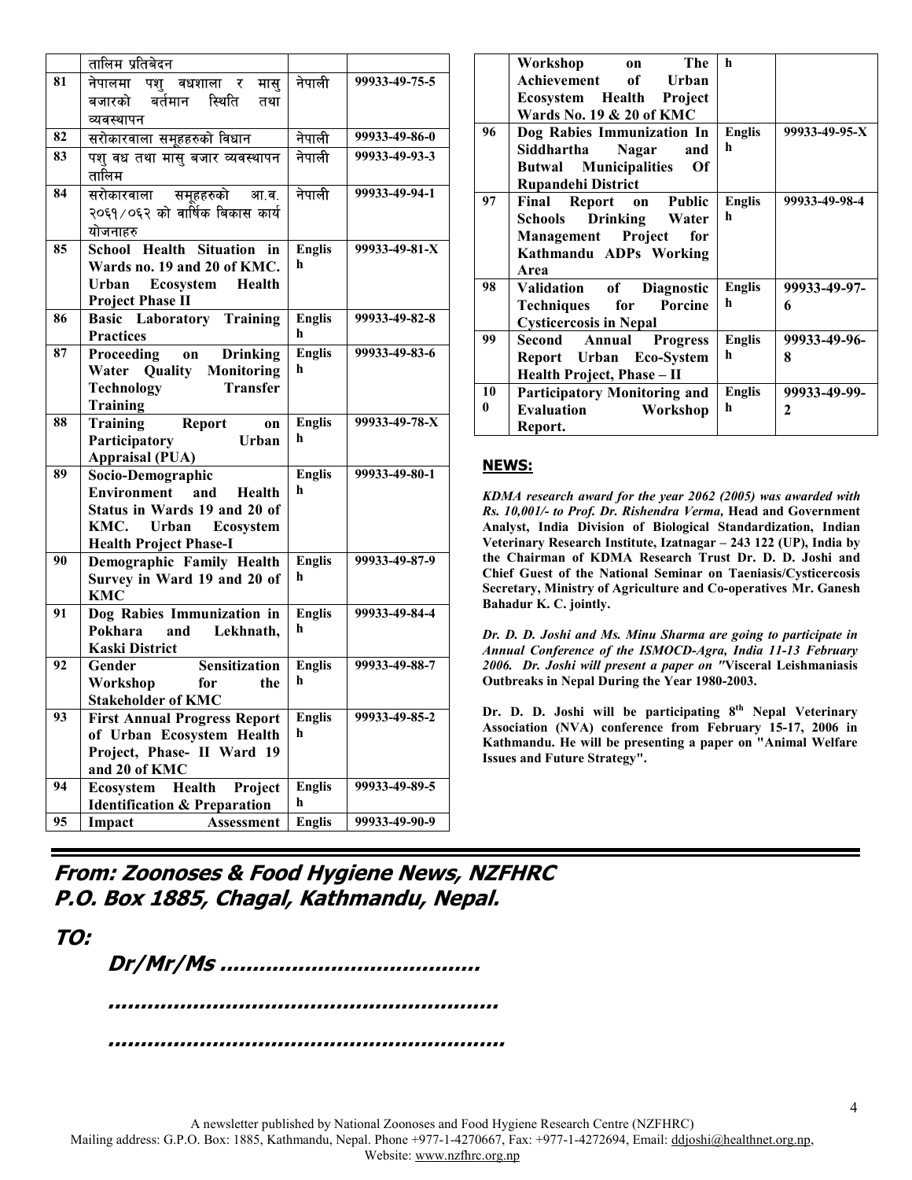| | | | |
|---|---|---|---|
| | तालिम प्रतिबेदन | | |
| 81 | नेपालमा पशु वधशाला र मासु बजारको बर्तमान स्थिति तथा व्यवस्थापन | नेपाली | 99933-49-75-5 |
| 82 | सरोकारवाला समूहहरुको विधान | नेपाली | 99933-49-86-0 |
| 83 | पशु वध तथा मासु बजार व्यवस्थापन तालिम | नेपाली | 99933-49-93-3 |
| 84 | सरोकारवाला समूहहरुको आ.व. २०६१/०६२ को वार्षिक बिकास कार्य योजनाहरु | नेपाली | 99933-49-94-1 |
| 85 | **School Health Situation in Wards no. 19 and 20 of KMC. Urban Ecosystem Health Project Phase II** | **English** | **99933-49-81-X** |
| 86 | **Basic Laboratory Training Practices** | **English** | **99933-49-82-8** |
| 87 | **Proceeding on Drinking Water Quality Monitoring Technology Transfer Training** | **English** | **99933-49-83-6** |
| 88 | **Training Report on Participatory Urban Appraisal (PUA)** | **English** | **99933-49-78-X** |
| 89 | **Socio-Demographic Environment and Health Status in Wards 19 and 20 of KMC. Urban Ecosystem Health Project Phase-I** | **English** | **99933-49-80-1** |
| 90 | **Demographic Family Health Survey in Ward 19 and 20 of KMC** | **English** | **99933-49-87-9** |
| 91 | **Dog Rabies Immunization in Pokhara and Lekhnath, Kaski District** | **English** | **99933-49-84-4** |
| 92 | **Gender Sensitization Workshop for the Stakeholder of KMC** | **English** | **99933-49-88-7** |
| 93 | **First Annual Progress Report of Urban Ecosystem Health Project, Phase- II Ward 19 and 20 of KMC** | **English** | **99933-49-85-2** |
| 94 | **Ecosystem Health Project Identification & Preparation** | **English** | **99933-49-89-5** |
| 95 | **Impact Assessment Workshop on The Achievement of Urban Ecosystem Health Project Wards No. 19 & 20 of KMC** | **English** | **99933-49-90-9** |
| 96 | **Dog Rabies Immunization In Siddhartha Nagar and Butwal Municipalities Of Rupandehi District** | **English** | **99933-49-95-X** |
| 97 | **Final Report on Public Schools Drinking Water Management Project for Kathmandu ADPs Working Area** | **English** | **99933-49-98-4** |
| 98 | **Validation of Diagnostic Techniques for Porcine Cysticercosis in Nepal** | **English** | **99933-49-97-6** |
| 99 | **Second Annual Progress Report Urban Eco-System Health Project, Phase – II** | **English** | **99933-49-96-8** |
| 100 | **Participatory Monitoring and Evaluation Workshop Report.** | **English** | **99933-49-99-2** |

## NEWS:

***KDMA research award for the year 2062 (2005) was awarded with Rs. 10,001/- to Prof. Dr. Rishendra Verma,*** **Head and Government Analyst, India Division of Biological Standardization, Indian Veterinary Research Institute, Izatnagar – 243 122 (UP), India by the Chairman of KDMA Research Trust Dr. D. D. Joshi and Chief Guest of the National Seminar on Taeniasis/Cysticercosis Secretary, Ministry of Agriculture and Co-operatives Mr. Ganesh Bahadur K. C. jointly.**

***Dr. D. D. Joshi and Ms. Minu Sharma are going to participate in Annual Conference of the ISMOCD-Agra, India 11-13 February 2006. Dr. Joshi will present a paper on "*****Visceral Leishmaniasis Outbreaks in Nepal During the Year 1980-2003.**

**Dr. D. D. Joshi will be participating 8th Nepal Veterinary Association (NVA) conference from February 15-17, 2006 in Kathmandu. He will be presenting a paper on "Animal Welfare Issues and Future Strategy".**

---

***From: Zoonoses & Food Hygiene News, NZFHRC***
***P.O. Box 1885, Chagal, Kathmandu, Nepal.***

***TO:***

***Dr/Mr/Ms ......................................***

***..........................................................***

***..........................................................***

A newsletter published by National Zoonoses and Food Hygiene Research Centre (NZFHRC)
Mailing address: G.P.O. Box: 1885, Kathmandu, Nepal. Phone +977-1-4270667, Fax: +977-1-4272694, Email: ddjoshi@healthnet.org.np,
Website: www.nzfhrc.org.np